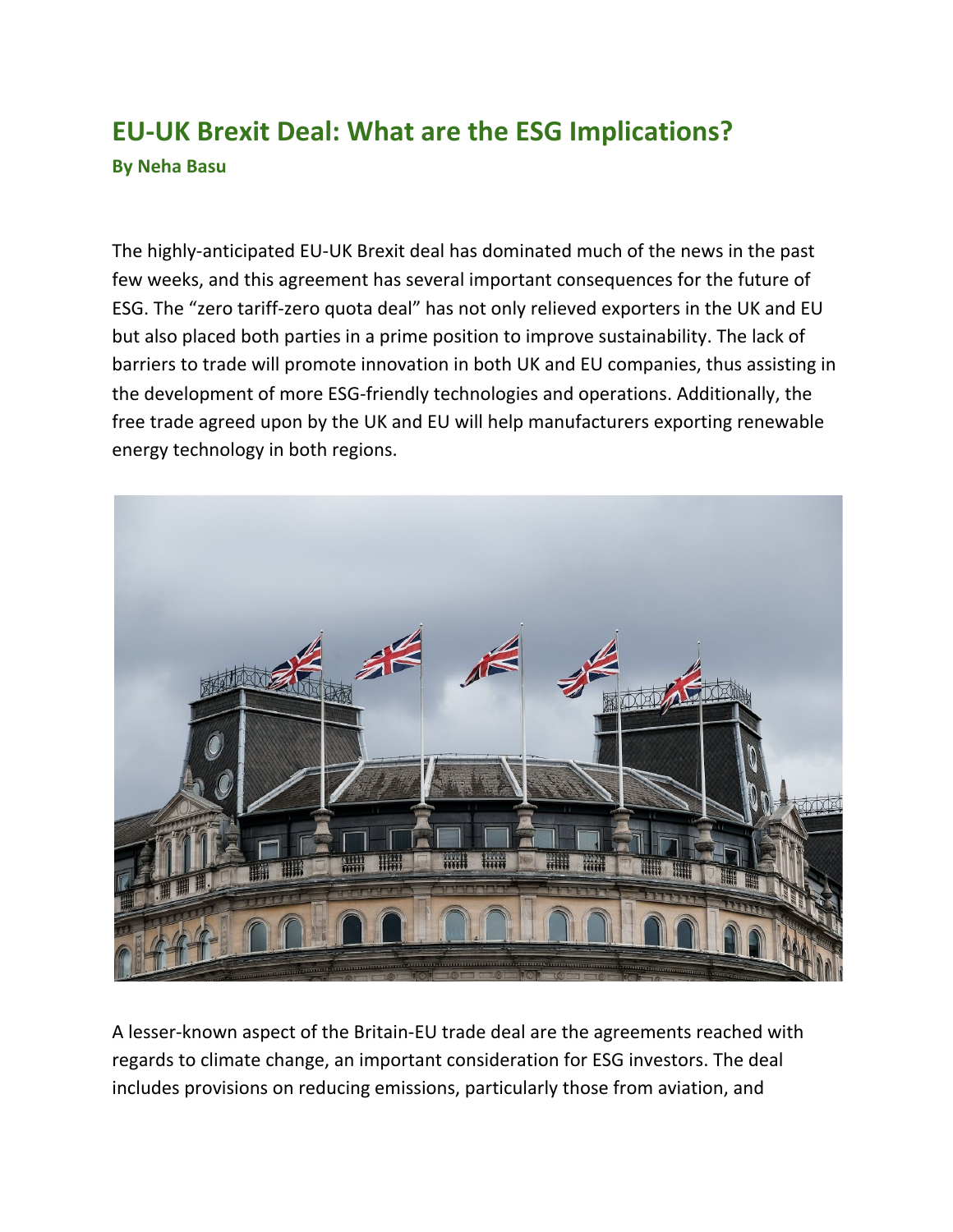# EU-UK Brexit Deal: What are the ESG Implications?

**By Neha Basu**

The highly-anticipated EU-UK Brexit deal has dominated much of the news in the past few weeks, and this agreement has several important consequences for the future of ESG. The "zero tariff-zero quota deal" has not only relieved exporters in the UK and EU but also placed both parties in a prime position to improve sustainability. The lack of barriers to trade will promote innovation in both UK and EU companies, thus assisting in the development of more ESG-friendly technologies and operations. Additionally, the free trade agreed upon by the UK and EU will help manufacturers exporting renewable energy technology in both regions.

A lesser-known aspect of the Britain-EU trade deal are the agreements reached with regards to climate change, an important consideration for ESG investors. The deal includes provisions on reducing emissions, particularly those from aviation, and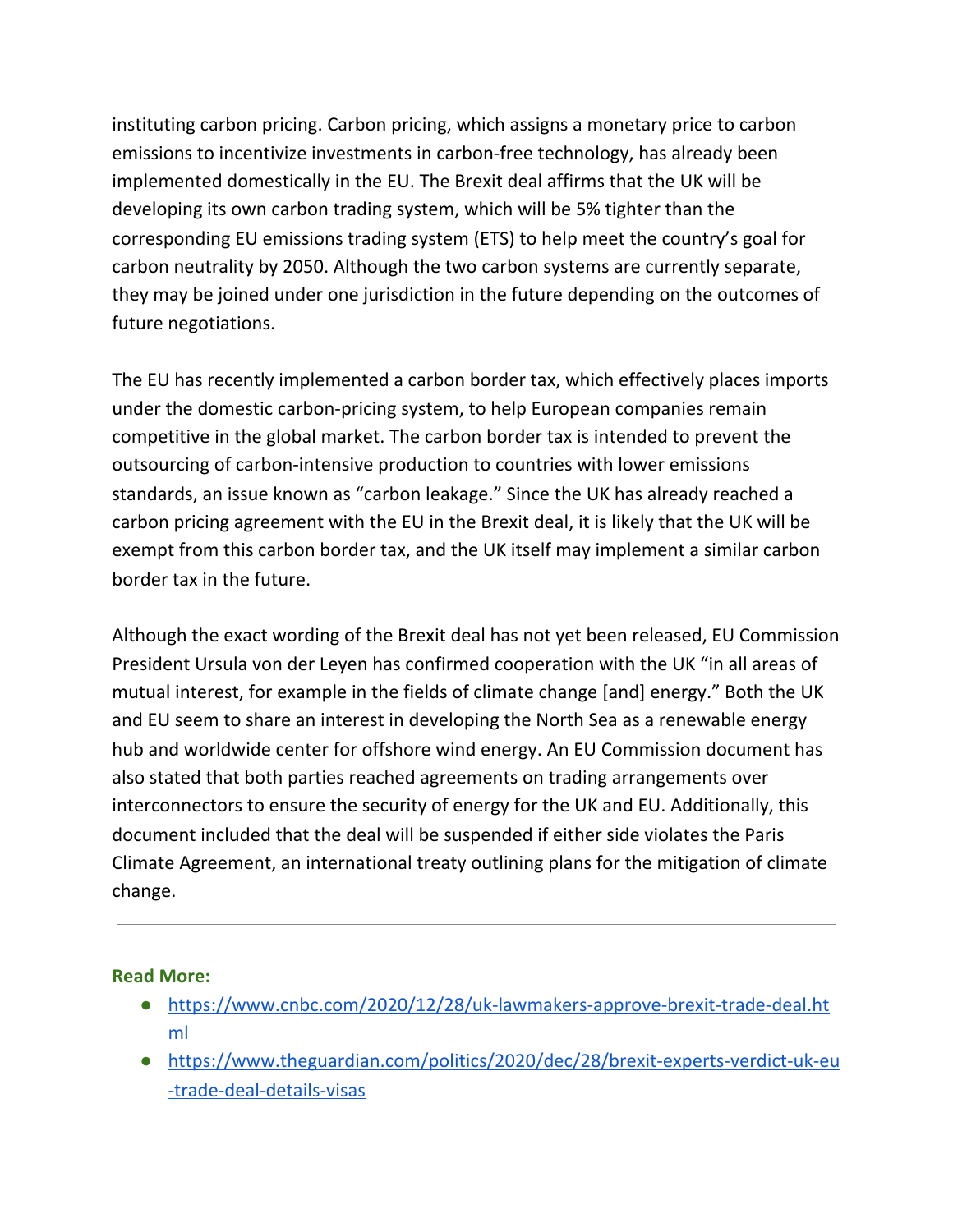instituting carbon pricing. Carbon pricing, which assigns a monetary price to carbon emissions to incentivize investments in carbon-free technology, has already been implemented domestically in the EU. The Brexit deal affirms that the UK will be developing its own carbon trading system, which will be 5% tighter than the corresponding EU emissions trading system (ETS) to help meet the country's goal for carbon neutrality by 2050. Although the two carbon systems are currently separate, they may be joined under one jurisdiction in the future depending on the outcomes of future negotiations.

The EU has recently implemented a carbon border tax, which effectively places imports under the domestic carbon-pricing system, to help European companies remain competitive in the global market. The carbon border tax is intended to prevent the outsourcing of carbon-intensive production to countries with lower emissions standards, an issue known as "carbon leakage." Since the UK has already reached a carbon pricing agreement with the EU in the Brexit deal, it is likely that the UK will be exempt from this carbon border tax, and the UK itself may implement a similar carbon border tax in the future.

Although the exact wording of the Brexit deal has not yet been released, EU Commission President Ursula von der Leyen has confirmed cooperation with the UK "in all areas of mutual interest, for example in the fields of climate change [and] energy." Both the UK and EU seem to share an interest in developing the North Sea as a renewable energy hub and worldwide center for offshore wind energy. An EU Commission document has also stated that both parties reached agreements on trading arrangements over interconnectors to ensure the security of energy for the UK and EU. Additionally, this document included that the deal will be suspended if either side violates the Paris Climate Agreement, an international treaty outlining plans for the mitigation of climate change.

---

**Read More:**

- https://www.cnbc.com/2020/12/28/uk-lawmakers-approve-brexit-trade-deal.html
- https://www.theguardian.com/politics/2020/dec/28/brexit-experts-verdict-uk-eu-trade-deal-details-visas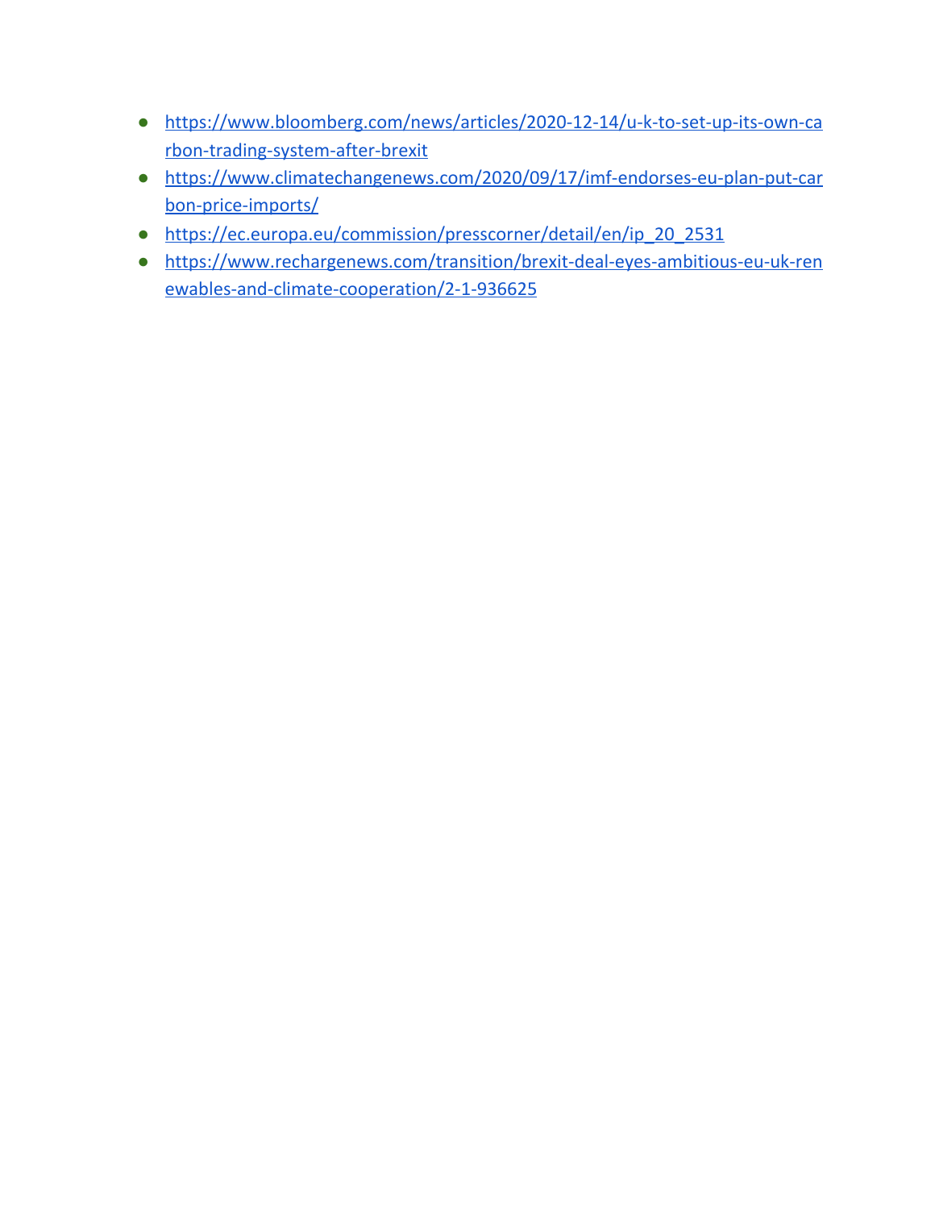- https://www.bloomberg.com/news/articles/2020-12-14/u-k-to-set-up-its-own-carbon-trading-system-after-brexit
- https://www.climatechangenews.com/2020/09/17/imf-endorses-eu-plan-put-carbon-price-imports/
- https://ec.europa.eu/commission/presscorner/detail/en/ip_20_2531
- https://www.rechargenews.com/transition/brexit-deal-eyes-ambitious-eu-uk-renewables-and-climate-cooperation/2-1-936625